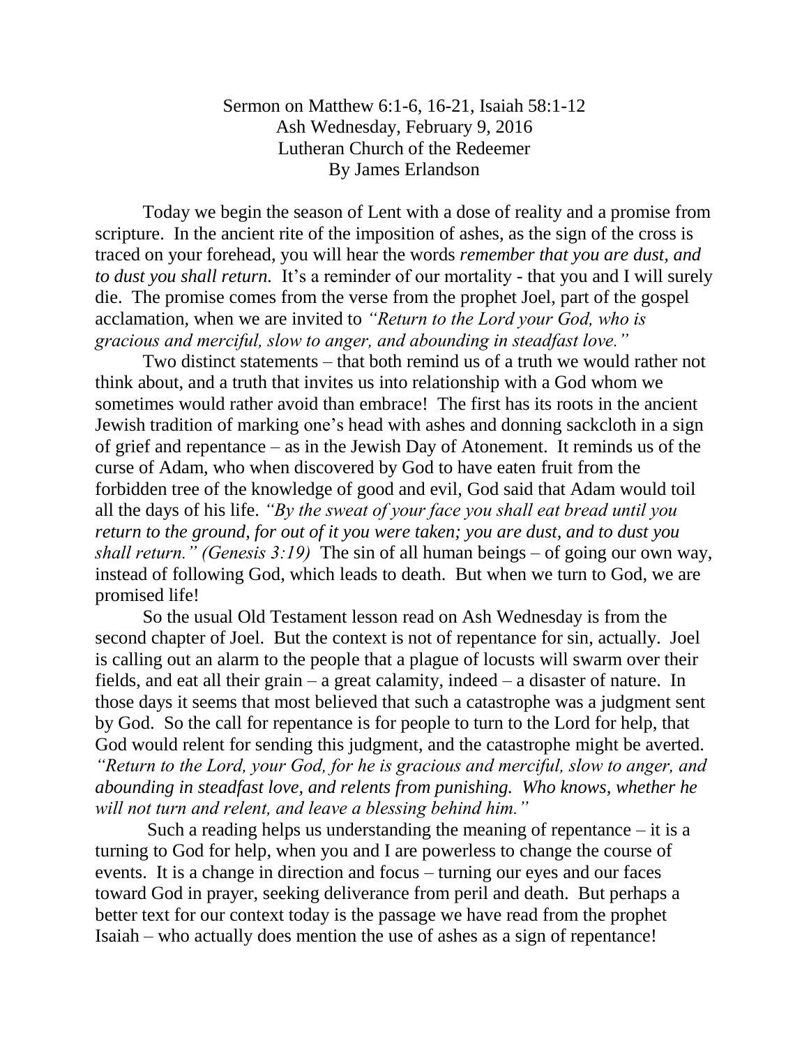Sermon on Matthew 6:1-6, 16-21, Isaiah 58:1-12
Ash Wednesday, February 9, 2016
Lutheran Church of the Redeemer
By James Erlandson

Today we begin the season of Lent with a dose of reality and a promise from scripture. In the ancient rite of the imposition of ashes, as the sign of the cross is traced on your forehead, you will hear the words *remember that you are dust, and to dust you shall return.* It's a reminder of our mortality - that you and I will surely die. The promise comes from the verse from the prophet Joel, part of the gospel acclamation, when we are invited to *"Return to the Lord your God, who is gracious and merciful, slow to anger, and abounding in steadfast love."*

Two distinct statements – that both remind us of a truth we would rather not think about, and a truth that invites us into relationship with a God whom we sometimes would rather avoid than embrace! The first has its roots in the ancient Jewish tradition of marking one's head with ashes and donning sackcloth in a sign of grief and repentance – as in the Jewish Day of Atonement. It reminds us of the curse of Adam, who when discovered by God to have eaten fruit from the forbidden tree of the knowledge of good and evil, God said that Adam would toil all the days of his life. *"By the sweat of your face you shall eat bread until you return to the ground, for out of it you were taken; you are dust, and to dust you shall return." (Genesis 3:19)* The sin of all human beings – of going our own way, instead of following God, which leads to death. But when we turn to God, we are promised life!

So the usual Old Testament lesson read on Ash Wednesday is from the second chapter of Joel. But the context is not of repentance for sin, actually. Joel is calling out an alarm to the people that a plague of locusts will swarm over their fields, and eat all their grain – a great calamity, indeed – a disaster of nature. In those days it seems that most believed that such a catastrophe was a judgment sent by God. So the call for repentance is for people to turn to the Lord for help, that God would relent for sending this judgment, and the catastrophe might be averted. *"Return to the Lord, your God, for he is gracious and merciful, slow to anger, and abounding in steadfast love, and relents from punishing. Who knows, whether he will not turn and relent, and leave a blessing behind him."*

Such a reading helps us understanding the meaning of repentance – it is a turning to God for help, when you and I are powerless to change the course of events. It is a change in direction and focus – turning our eyes and our faces toward God in prayer, seeking deliverance from peril and death. But perhaps a better text for our context today is the passage we have read from the prophet Isaiah – who actually does mention the use of ashes as a sign of repentance!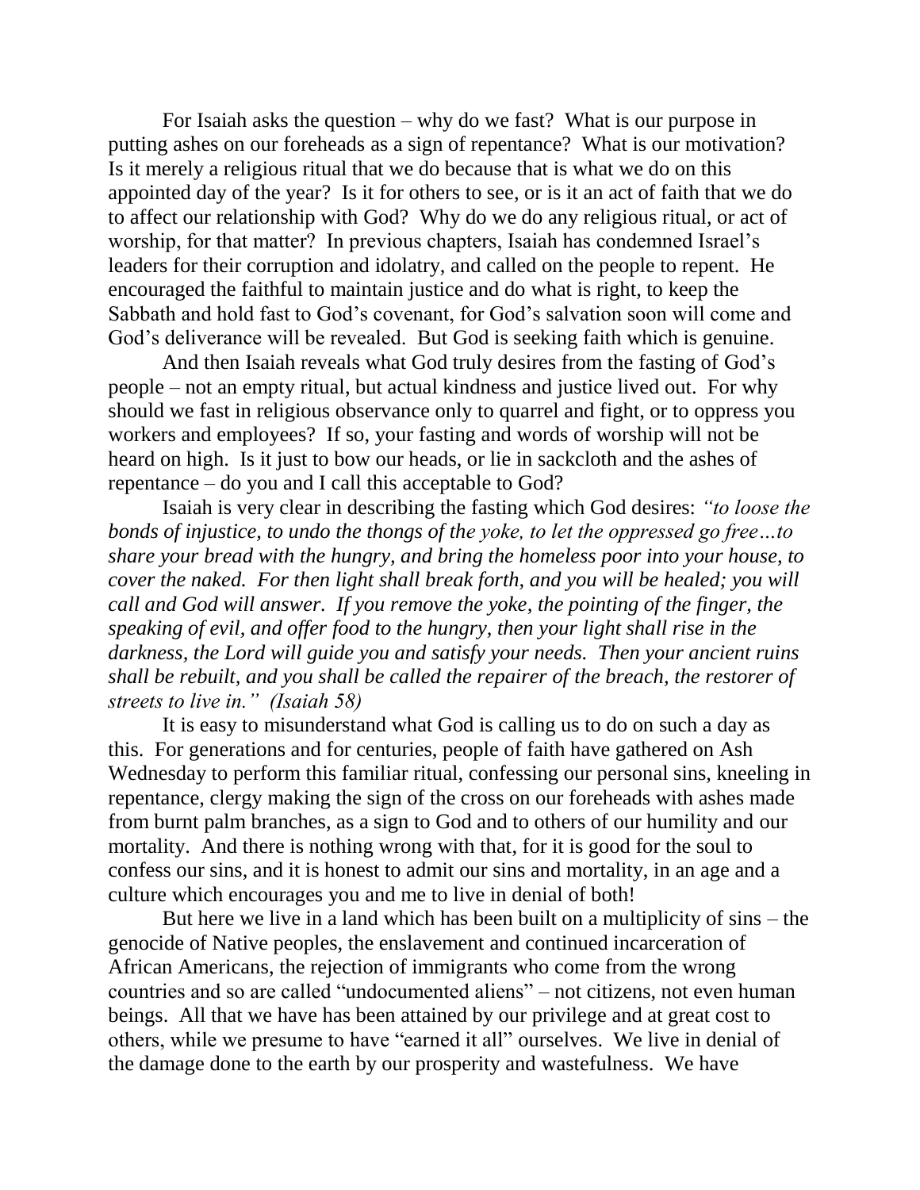For Isaiah asks the question – why do we fast? What is our purpose in putting ashes on our foreheads as a sign of repentance? What is our motivation? Is it merely a religious ritual that we do because that is what we do on this appointed day of the year? Is it for others to see, or is it an act of faith that we do to affect our relationship with God? Why do we do any religious ritual, or act of worship, for that matter? In previous chapters, Isaiah has condemned Israel's leaders for their corruption and idolatry, and called on the people to repent. He encouraged the faithful to maintain justice and do what is right, to keep the Sabbath and hold fast to God's covenant, for God's salvation soon will come and God's deliverance will be revealed. But God is seeking faith which is genuine.

And then Isaiah reveals what God truly desires from the fasting of God's people – not an empty ritual, but actual kindness and justice lived out. For why should we fast in religious observance only to quarrel and fight, or to oppress you workers and employees? If so, your fasting and words of worship will not be heard on high. Is it just to bow our heads, or lie in sackcloth and the ashes of repentance – do you and I call this acceptable to God?

Isaiah is very clear in describing the fasting which God desires: *"to loose the bonds of injustice, to undo the thongs of the yoke, to let the oppressed go free…to share your bread with the hungry, and bring the homeless poor into your house, to cover the naked. For then light shall break forth, and you will be healed; you will call and God will answer. If you remove the yoke, the pointing of the finger, the speaking of evil, and offer food to the hungry, then your light shall rise in the darkness, the Lord will guide you and satisfy your needs. Then your ancient ruins shall be rebuilt, and you shall be called the repairer of the breach, the restorer of streets to live in." (Isaiah 58)*

It is easy to misunderstand what God is calling us to do on such a day as this. For generations and for centuries, people of faith have gathered on Ash Wednesday to perform this familiar ritual, confessing our personal sins, kneeling in repentance, clergy making the sign of the cross on our foreheads with ashes made from burnt palm branches, as a sign to God and to others of our humility and our mortality. And there is nothing wrong with that, for it is good for the soul to confess our sins, and it is honest to admit our sins and mortality, in an age and a culture which encourages you and me to live in denial of both!

But here we live in a land which has been built on a multiplicity of sins – the genocide of Native peoples, the enslavement and continued incarceration of African Americans, the rejection of immigrants who come from the wrong countries and so are called "undocumented aliens" – not citizens, not even human beings. All that we have has been attained by our privilege and at great cost to others, while we presume to have "earned it all" ourselves. We live in denial of the damage done to the earth by our prosperity and wastefulness. We have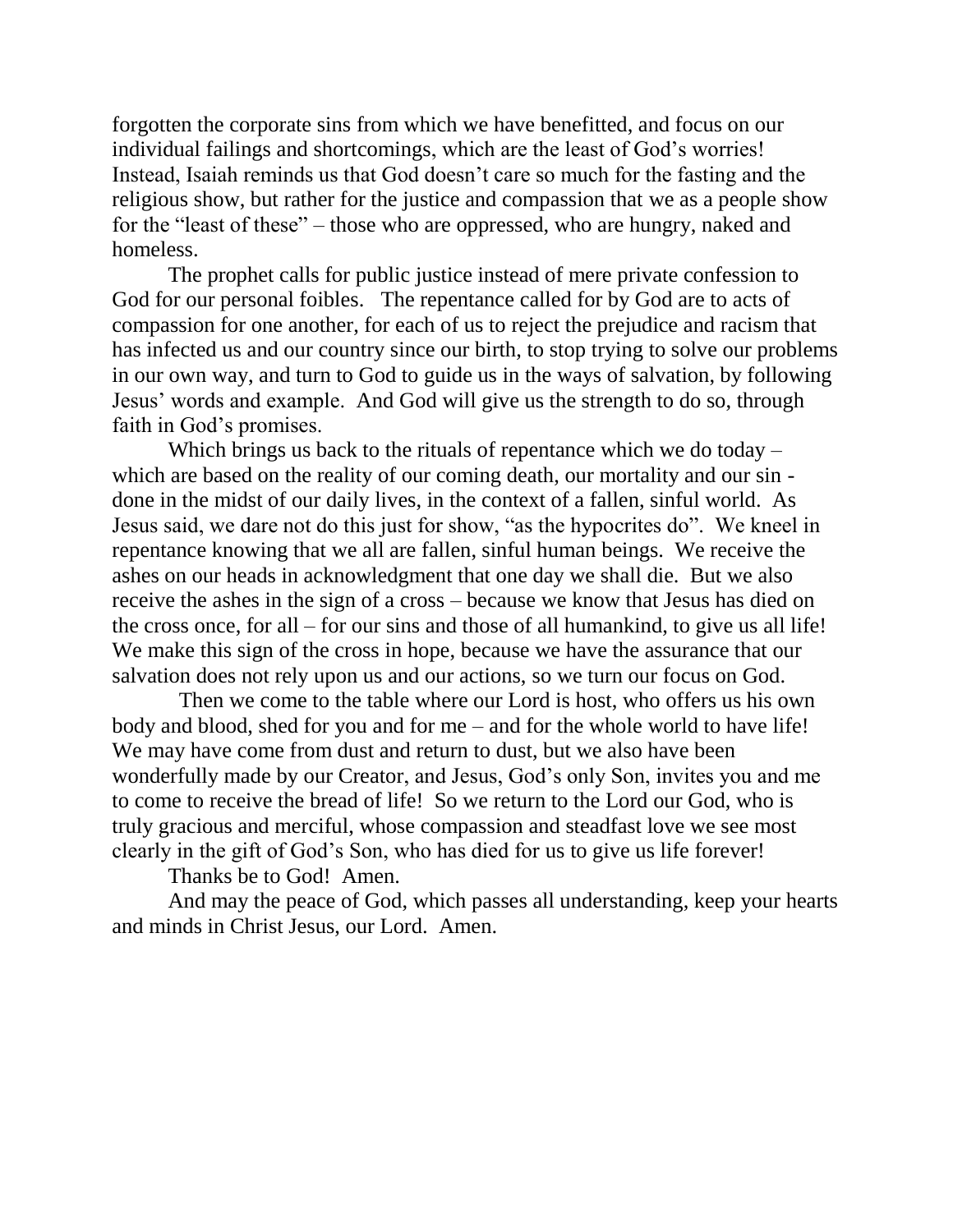forgotten the corporate sins from which we have benefitted, and focus on our individual failings and shortcomings, which are the least of God's worries! Instead, Isaiah reminds us that God doesn't care so much for the fasting and the religious show, but rather for the justice and compassion that we as a people show for the "least of these" – those who are oppressed, who are hungry, naked and homeless.

The prophet calls for public justice instead of mere private confession to God for our personal foibles. The repentance called for by God are to acts of compassion for one another, for each of us to reject the prejudice and racism that has infected us and our country since our birth, to stop trying to solve our problems in our own way, and turn to God to guide us in the ways of salvation, by following Jesus' words and example. And God will give us the strength to do so, through faith in God's promises.

Which brings us back to the rituals of repentance which we do today – which are based on the reality of our coming death, our mortality and our sin - done in the midst of our daily lives, in the context of a fallen, sinful world. As Jesus said, we dare not do this just for show, "as the hypocrites do". We kneel in repentance knowing that we all are fallen, sinful human beings. We receive the ashes on our heads in acknowledgment that one day we shall die. But we also receive the ashes in the sign of a cross – because we know that Jesus has died on the cross once, for all – for our sins and those of all humankind, to give us all life! We make this sign of the cross in hope, because we have the assurance that our salvation does not rely upon us and our actions, so we turn our focus on God.

Then we come to the table where our Lord is host, who offers us his own body and blood, shed for you and for me – and for the whole world to have life! We may have come from dust and return to dust, but we also have been wonderfully made by our Creator, and Jesus, God's only Son, invites you and me to come to receive the bread of life! So we return to the Lord our God, who is truly gracious and merciful, whose compassion and steadfast love we see most clearly in the gift of God's Son, who has died for us to give us life forever!

Thanks be to God! Amen.

And may the peace of God, which passes all understanding, keep your hearts and minds in Christ Jesus, our Lord. Amen.